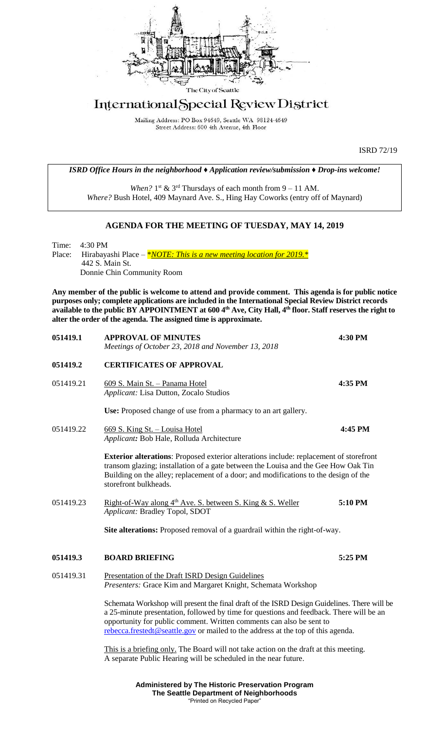The City of Seattle

# International Special Review District

Mailing Address: PO Box 94649, Seattle WA 98124-4649
Street Address: 600 4th Avenue, 4th Floor

ISRD 72/19

*ISRD Office Hours in the neighborhood ♦ Application review/submission ♦ Drop-ins welcome!*

*When?* 1st & 3rd Thursdays of each month from 9 – 11 AM.
*Where?* Bush Hotel, 409 Maynard Ave. S., Hing Hay Coworks (entry off of Maynard)

## AGENDA FOR THE MEETING OF TUESDAY, MAY 14, 2019

Time: 4:30 PM
Place: Hirabayashi Place – *\*NOTE: This is a new meeting location for 2019.\**
442 S. Main St.
Donnie Chin Community Room

**Any member of the public is welcome to attend and provide comment. This agenda is for public notice purposes only; complete applications are included in the International Special Review District records available to the public BY APPOINTMENT at 600 4th Ave, City Hall, 4th floor. Staff reserves the right to alter the order of the agenda. The assigned time is approximate.**

**051419.1 APPROVAL OF MINUTES** **4:30 PM**
*Meetings of October 23, 2018 and November 13, 2018*

**051419.2 CERTIFICATES OF APPROVAL**

051419.21 609 S. Main St. – Panama Hotel **4:35 PM**
*Applicant:* Lisa Dutton, Zocalo Studios

**Use:** Proposed change of use from a pharmacy to an art gallery.

051419.22 669 S. King St. – Louisa Hotel **4:45 PM**
*Applicant:* Bob Hale, Rolluda Architecture

**Exterior alterations**: Proposed exterior alterations include: replacement of storefront transom glazing; installation of a gate between the Louisa and the Gee How Oak Tin Building on the alley; replacement of a door; and modifications to the design of the storefront bulkheads.

051419.23 Right-of-Way along 4th Ave. S. between S. King & S. Weller **5:10 PM**
*Applicant:* Bradley Topol, SDOT

**Site alterations:** Proposed removal of a guardrail within the right-of-way.

**051419.3 BOARD BRIEFING** **5:25 PM**

051419.31 Presentation of the Draft ISRD Design Guidelines
*Presenters:* Grace Kim and Margaret Knight, Schemata Workshop

Schemata Workshop will present the final draft of the ISRD Design Guidelines. There will be a 25-minute presentation, followed by time for questions and feedback. There will be an opportunity for public comment. Written comments can also be sent to rebecca.frestedt@seattle.gov or mailed to the address at the top of this agenda.

This is a briefing only. The Board will not take action on the draft at this meeting. A separate Public Hearing will be scheduled in the near future.

**Administered by The Historic Preservation Program**
**The Seattle Department of Neighborhoods**
"Printed on Recycled Paper"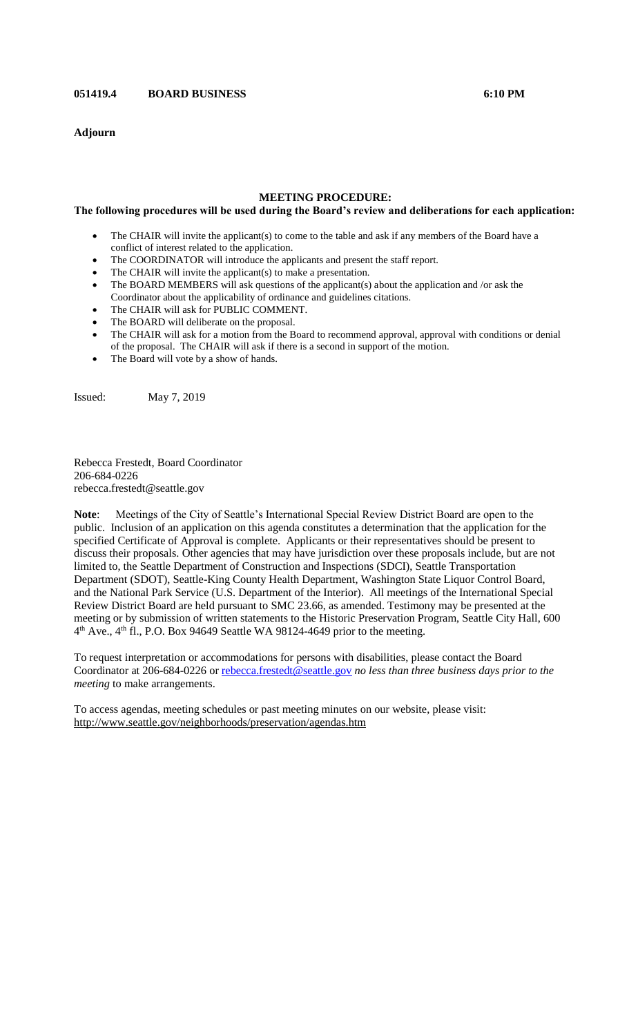**051419.4 BOARD BUSINESS 6:10 PM**

**Adjourn**

**MEETING PROCEDURE:**

**The following procedures will be used during the Board's review and deliberations for each application:**

- The CHAIR will invite the applicant(s) to come to the table and ask if any members of the Board have a conflict of interest related to the application.
- The COORDINATOR will introduce the applicants and present the staff report.
- The CHAIR will invite the applicant(s) to make a presentation.
- The BOARD MEMBERS will ask questions of the applicant(s) about the application and /or ask the Coordinator about the applicability of ordinance and guidelines citations.
- The CHAIR will ask for PUBLIC COMMENT.
- The BOARD will deliberate on the proposal.
- The CHAIR will ask for a motion from the Board to recommend approval, approval with conditions or denial of the proposal. The CHAIR will ask if there is a second in support of the motion.
- The Board will vote by a show of hands.

Issued: May 7, 2019

Rebecca Frestedt, Board Coordinator
206-684-0226
rebecca.frestedt@seattle.gov

**Note**: Meetings of the City of Seattle's International Special Review District Board are open to the public. Inclusion of an application on this agenda constitutes a determination that the application for the specified Certificate of Approval is complete. Applicants or their representatives should be present to discuss their proposals. Other agencies that may have jurisdiction over these proposals include, but are not limited to, the Seattle Department of Construction and Inspections (SDCI), Seattle Transportation Department (SDOT), Seattle-King County Health Department, Washington State Liquor Control Board, and the National Park Service (U.S. Department of the Interior). All meetings of the International Special Review District Board are held pursuant to SMC 23.66, as amended. Testimony may be presented at the meeting or by submission of written statements to the Historic Preservation Program, Seattle City Hall, 600 4th Ave., 4th fl., P.O. Box 94649 Seattle WA 98124-4649 prior to the meeting.

To request interpretation or accommodations for persons with disabilities, please contact the Board Coordinator at 206-684-0226 or rebecca.frestedt@seattle.gov *no less than three business days prior to the meeting* to make arrangements.

To access agendas, meeting schedules or past meeting minutes on our website, please visit: http://www.seattle.gov/neighborhoods/preservation/agendas.htm